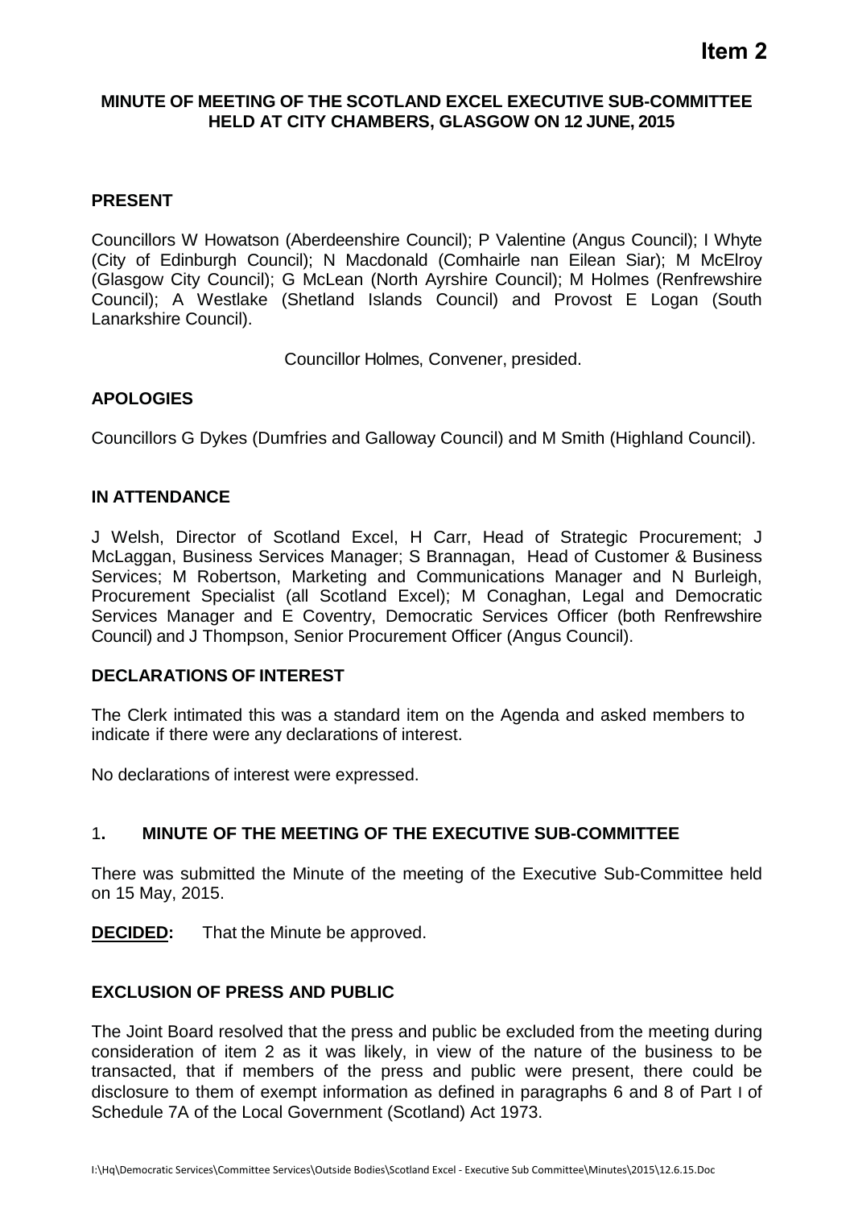**Item 2**

# MINUTE OF MEETING OF THE SCOTLAND EXCEL EXECUTIVE SUB-COMMITTEE HELD AT CITY CHAMBERS, GLASGOW ON 12 JUNE, 2015

## PRESENT

Councillors W Howatson (Aberdeenshire Council); P Valentine (Angus Council); I Whyte (City of Edinburgh Council); N Macdonald (Comhairle nan Eilean Siar); M McElroy (Glasgow City Council); G McLean (North Ayrshire Council); M Holmes (Renfrewshire Council); A Westlake (Shetland Islands Council) and Provost E Logan (South Lanarkshire Council).

Councillor Holmes, Convener, presided.

## APOLOGIES

Councillors G Dykes (Dumfries and Galloway Council) and M Smith (Highland Council).

## IN ATTENDANCE

J Welsh, Director of Scotland Excel, H Carr, Head of Strategic Procurement; J McLaggan, Business Services Manager; S Brannagan, Head of Customer & Business Services; M Robertson, Marketing and Communications Manager and N Burleigh, Procurement Specialist (all Scotland Excel); M Conaghan, Legal and Democratic Services Manager and E Coventry, Democratic Services Officer (both Renfrewshire Council) and J Thompson, Senior Procurement Officer (Angus Council).

## DECLARATIONS OF INTEREST

The Clerk intimated this was a standard item on the Agenda and asked members to indicate if there were any declarations of interest.

No declarations of interest were expressed.

## 1. MINUTE OF THE MEETING OF THE EXECUTIVE SUB-COMMITTEE

There was submitted the Minute of the meeting of the Executive Sub-Committee held on 15 May, 2015.

**DECIDED:** That the Minute be approved.

## EXCLUSION OF PRESS AND PUBLIC

The Joint Board resolved that the press and public be excluded from the meeting during consideration of item 2 as it was likely, in view of the nature of the business to be transacted, that if members of the press and public were present, there could be disclosure to them of exempt information as defined in paragraphs 6 and 8 of Part I of Schedule 7A of the Local Government (Scotland) Act 1973.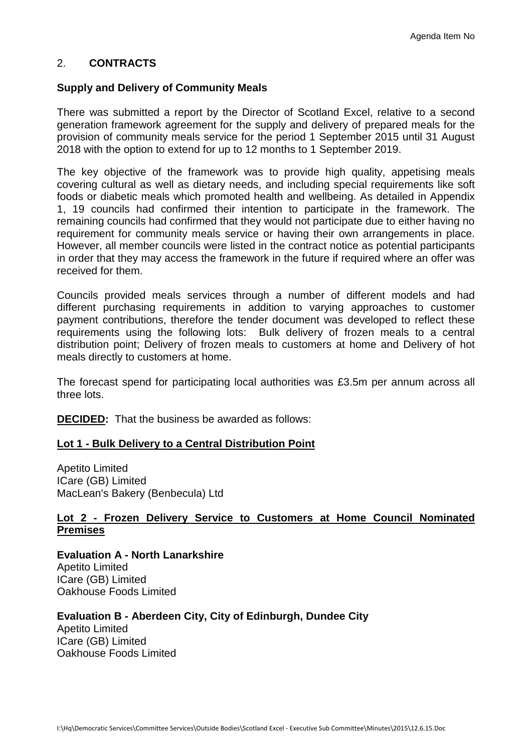## 2. **CONTRACTS**

### Supply and Delivery of Community Meals

There was submitted a report by the Director of Scotland Excel, relative to a second generation framework agreement for the supply and delivery of prepared meals for the provision of community meals service for the period 1 September 2015 until 31 August 2018 with the option to extend for up to 12 months to 1 September 2019.

The key objective of the framework was to provide high quality, appetising meals covering cultural as well as dietary needs, and including special requirements like soft foods or diabetic meals which promoted health and wellbeing. As detailed in Appendix 1, 19 councils had confirmed their intention to participate in the framework. The remaining councils had confirmed that they would not participate due to either having no requirement for community meals service or having their own arrangements in place. However, all member councils were listed in the contract notice as potential participants in order that they may access the framework in the future if required where an offer was received for them.

Councils provided meals services through a number of different models and had different purchasing requirements in addition to varying approaches to customer payment contributions, therefore the tender document was developed to reflect these requirements using the following lots: Bulk delivery of frozen meals to a central distribution point; Delivery of frozen meals to customers at home and Delivery of hot meals directly to customers at home.

The forecast spend for participating local authorities was £3.5m per annum across all three lots.

**DECIDED:** That the business be awarded as follows:

**Lot 1 - Bulk Delivery to a Central Distribution Point**

Apetito Limited
ICare (GB) Limited
MacLean's Bakery (Benbecula) Ltd

**Lot 2 - Frozen Delivery Service to Customers at Home Council Nominated Premises**

**Evaluation A - North Lanarkshire**
Apetito Limited
ICare (GB) Limited
Oakhouse Foods Limited

**Evaluation B - Aberdeen City, City of Edinburgh, Dundee City**
Apetito Limited
ICare (GB) Limited
Oakhouse Foods Limited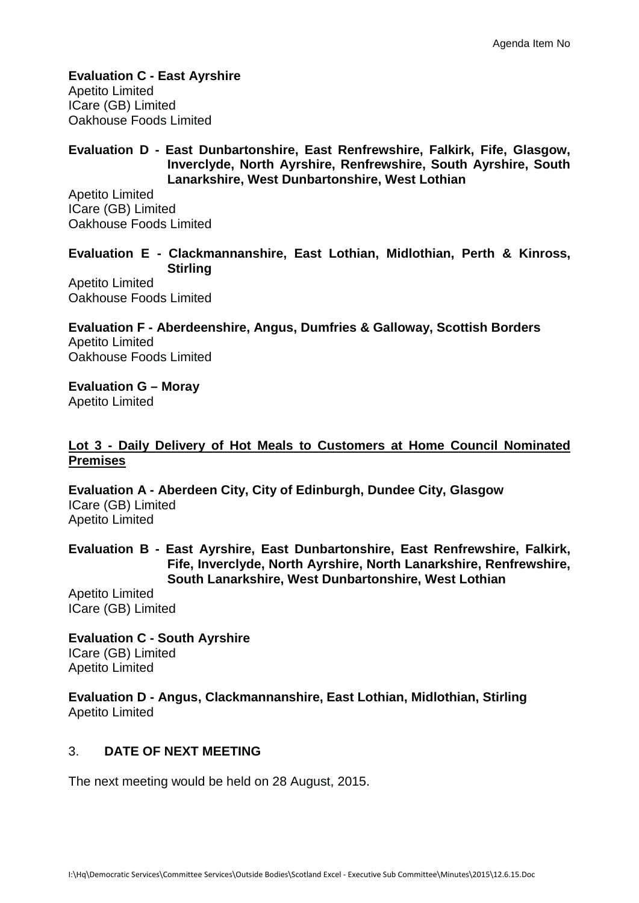**Evaluation C - East Ayrshire**
Apetito Limited
ICare (GB) Limited
Oakhouse Foods Limited

**Evaluation D - East Dunbartonshire, East Renfrewshire, Falkirk, Fife, Glasgow, Inverclyde, North Ayrshire, Renfrewshire, South Ayrshire, South Lanarkshire, West Dunbartonshire, West Lothian**
Apetito Limited
ICare (GB) Limited
Oakhouse Foods Limited

**Evaluation E - Clackmannanshire, East Lothian, Midlothian, Perth & Kinross, Stirling**
Apetito Limited
Oakhouse Foods Limited

**Evaluation F - Aberdeenshire, Angus, Dumfries & Galloway, Scottish Borders**
Apetito Limited
Oakhouse Foods Limited

**Evaluation G – Moray**
Apetito Limited

**<u>Lot 3 - Daily Delivery of Hot Meals to Customers at Home Council Nominated Premises</u>**

**Evaluation A - Aberdeen City, City of Edinburgh, Dundee City, Glasgow**
ICare (GB) Limited
Apetito Limited

**Evaluation B - East Ayrshire, East Dunbartonshire, East Renfrewshire, Falkirk, Fife, Inverclyde, North Ayrshire, North Lanarkshire, Renfrewshire, South Lanarkshire, West Dunbartonshire, West Lothian**
Apetito Limited
ICare (GB) Limited

**Evaluation C - South Ayrshire**
ICare (GB) Limited
Apetito Limited

**Evaluation D - Angus, Clackmannanshire, East Lothian, Midlothian, Stirling**
Apetito Limited

## 3. DATE OF NEXT MEETING

The next meeting would be held on 28 August, 2015.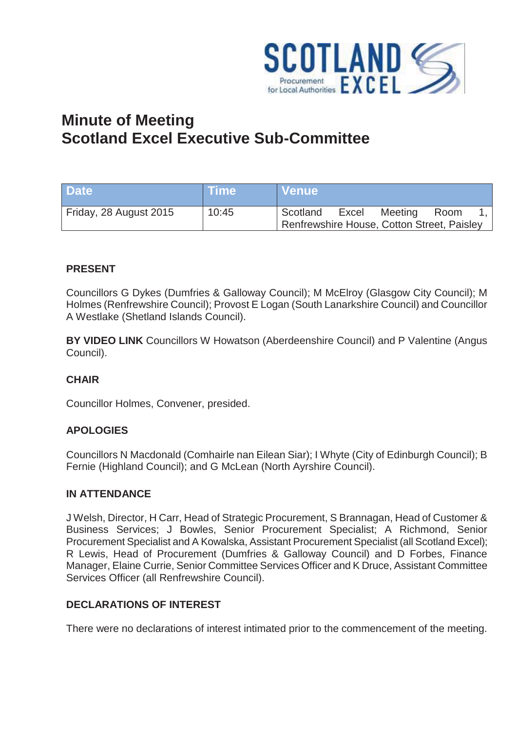# Minute of Meeting
# Scotland Excel Executive Sub-Committee

| Date | Time | Venue |
|---|---|---|
| Friday, 28 August 2015 | 10:45 | Scotland Excel Meeting Room 1, Renfrewshire House, Cotton Street, Paisley |

### PRESENT

Councillors G Dykes (Dumfries & Galloway Council); M McElroy (Glasgow City Council); M Holmes (Renfrewshire Council); Provost E Logan (South Lanarkshire Council) and Councillor A Westlake (Shetland Islands Council).

**BY VIDEO LINK** Councillors W Howatson (Aberdeenshire Council) and P Valentine (Angus Council).

### CHAIR

Councillor Holmes, Convener, presided.

### APOLOGIES

Councillors N Macdonald (Comhairle nan Eilean Siar); I Whyte (City of Edinburgh Council); B Fernie (Highland Council); and G McLean (North Ayrshire Council).

### IN ATTENDANCE

J Welsh, Director, H Carr, Head of Strategic Procurement, S Brannagan, Head of Customer & Business Services; J Bowles, Senior Procurement Specialist; A Richmond, Senior Procurement Specialist and A Kowalska, Assistant Procurement Specialist (all Scotland Excel); R Lewis, Head of Procurement (Dumfries & Galloway Council) and D Forbes, Finance Manager, Elaine Currie, Senior Committee Services Officer and K Druce, Assistant Committee Services Officer (all Renfrewshire Council).

### DECLARATIONS OF INTEREST

There were no declarations of interest intimated prior to the commencement of the meeting.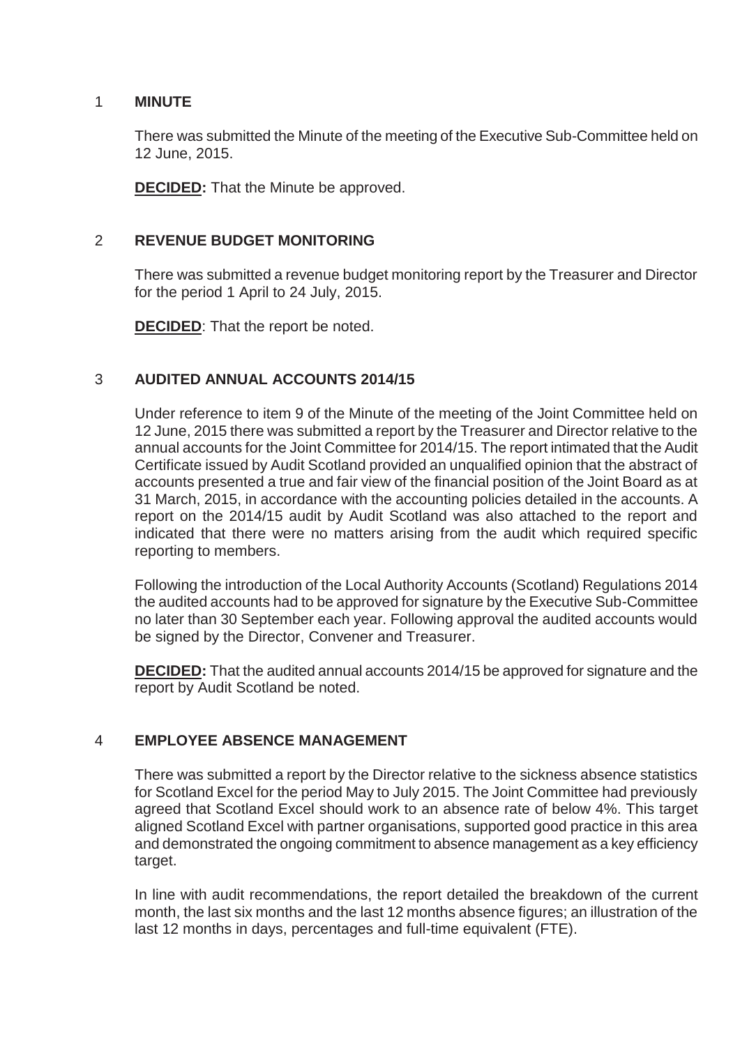## 1 MINUTE

There was submitted the Minute of the meeting of the Executive Sub-Committee held on 12 June, 2015.

**DECIDED:** That the Minute be approved.

## 2 REVENUE BUDGET MONITORING

There was submitted a revenue budget monitoring report by the Treasurer and Director for the period 1 April to 24 July, 2015.

**DECIDED**: That the report be noted.

## 3 AUDITED ANNUAL ACCOUNTS 2014/15

Under reference to item 9 of the Minute of the meeting of the Joint Committee held on 12 June, 2015 there was submitted a report by the Treasurer and Director relative to the annual accounts for the Joint Committee for 2014/15. The report intimated that the Audit Certificate issued by Audit Scotland provided an unqualified opinion that the abstract of accounts presented a true and fair view of the financial position of the Joint Board as at 31 March, 2015, in accordance with the accounting policies detailed in the accounts. A report on the 2014/15 audit by Audit Scotland was also attached to the report and indicated that there were no matters arising from the audit which required specific reporting to members.

Following the introduction of the Local Authority Accounts (Scotland) Regulations 2014 the audited accounts had to be approved for signature by the Executive Sub-Committee no later than 30 September each year. Following approval the audited accounts would be signed by the Director, Convener and Treasurer.

**DECIDED:** That the audited annual accounts 2014/15 be approved for signature and the report by Audit Scotland be noted.

## 4 EMPLOYEE ABSENCE MANAGEMENT

There was submitted a report by the Director relative to the sickness absence statistics for Scotland Excel for the period May to July 2015. The Joint Committee had previously agreed that Scotland Excel should work to an absence rate of below 4%. This target aligned Scotland Excel with partner organisations, supported good practice in this area and demonstrated the ongoing commitment to absence management as a key efficiency target.

In line with audit recommendations, the report detailed the breakdown of the current month, the last six months and the last 12 months absence figures; an illustration of the last 12 months in days, percentages and full-time equivalent (FTE).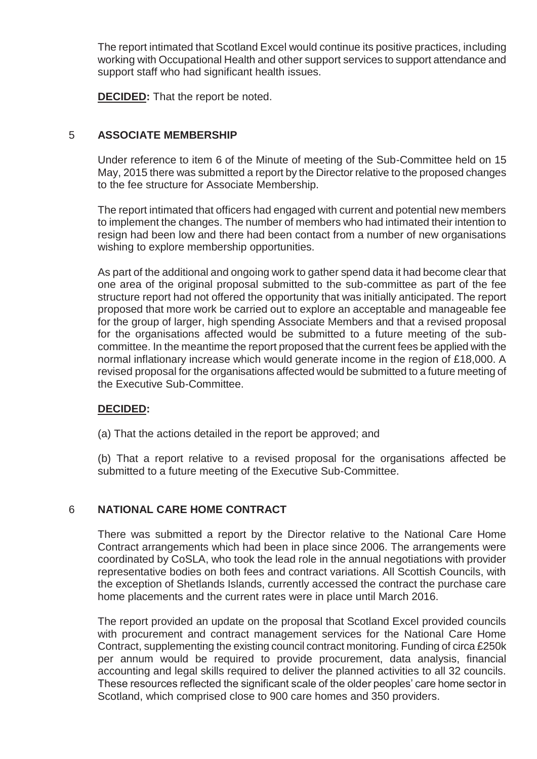The report intimated that Scotland Excel would continue its positive practices, including working with Occupational Health and other support services to support attendance and support staff who had significant health issues.

**DECIDED:** That the report be noted.

## 5 ASSOCIATE MEMBERSHIP

Under reference to item 6 of the Minute of meeting of the Sub-Committee held on 15 May, 2015 there was submitted a report by the Director relative to the proposed changes to the fee structure for Associate Membership.

The report intimated that officers had engaged with current and potential new members to implement the changes. The number of members who had intimated their intention to resign had been low and there had been contact from a number of new organisations wishing to explore membership opportunities.

As part of the additional and ongoing work to gather spend data it had become clear that one area of the original proposal submitted to the sub-committee as part of the fee structure report had not offered the opportunity that was initially anticipated. The report proposed that more work be carried out to explore an acceptable and manageable fee for the group of larger, high spending Associate Members and that a revised proposal for the organisations affected would be submitted to a future meeting of the sub-committee. In the meantime the report proposed that the current fees be applied with the normal inflationary increase which would generate income in the region of £18,000. A revised proposal for the organisations affected would be submitted to a future meeting of the Executive Sub-Committee.

**DECIDED:**

(a) That the actions detailed in the report be approved; and

(b) That a report relative to a revised proposal for the organisations affected be submitted to a future meeting of the Executive Sub-Committee.

## 6 NATIONAL CARE HOME CONTRACT

There was submitted a report by the Director relative to the National Care Home Contract arrangements which had been in place since 2006. The arrangements were coordinated by CoSLA, who took the lead role in the annual negotiations with provider representative bodies on both fees and contract variations. All Scottish Councils, with the exception of Shetlands Islands, currently accessed the contract the purchase care home placements and the current rates were in place until March 2016.

The report provided an update on the proposal that Scotland Excel provided councils with procurement and contract management services for the National Care Home Contract, supplementing the existing council contract monitoring. Funding of circa £250k per annum would be required to provide procurement, data analysis, financial accounting and legal skills required to deliver the planned activities to all 32 councils. These resources reflected the significant scale of the older peoples' care home sector in Scotland, which comprised close to 900 care homes and 350 providers.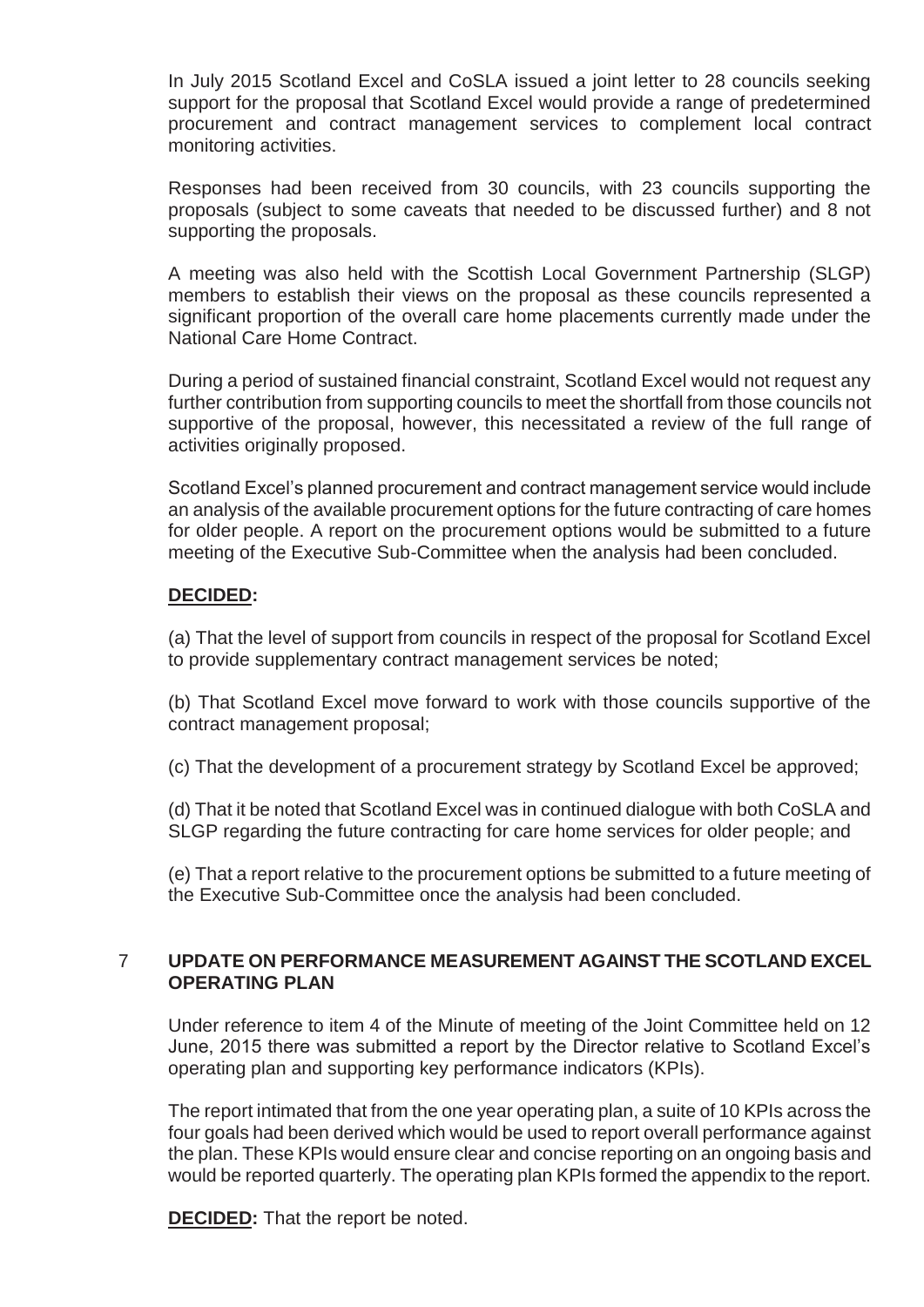In July 2015 Scotland Excel and CoSLA issued a joint letter to 28 councils seeking support for the proposal that Scotland Excel would provide a range of predetermined procurement and contract management services to complement local contract monitoring activities.

Responses had been received from 30 councils, with 23 councils supporting the proposals (subject to some caveats that needed to be discussed further) and 8 not supporting the proposals.

A meeting was also held with the Scottish Local Government Partnership (SLGP) members to establish their views on the proposal as these councils represented a significant proportion of the overall care home placements currently made under the National Care Home Contract.

During a period of sustained financial constraint, Scotland Excel would not request any further contribution from supporting councils to meet the shortfall from those councils not supportive of the proposal, however, this necessitated a review of the full range of activities originally proposed.

Scotland Excel's planned procurement and contract management service would include an analysis of the available procurement options for the future contracting of care homes for older people. A report on the procurement options would be submitted to a future meeting of the Executive Sub-Committee when the analysis had been concluded.

**DECIDED:**

(a) That the level of support from councils in respect of the proposal for Scotland Excel to provide supplementary contract management services be noted;

(b) That Scotland Excel move forward to work with those councils supportive of the contract management proposal;

(c) That the development of a procurement strategy by Scotland Excel be approved;

(d) That it be noted that Scotland Excel was in continued dialogue with both CoSLA and SLGP regarding the future contracting for care home services for older people; and

(e) That a report relative to the procurement options be submitted to a future meeting of the Executive Sub-Committee once the analysis had been concluded.

## 7 UPDATE ON PERFORMANCE MEASUREMENT AGAINST THE SCOTLAND EXCEL OPERATING PLAN

Under reference to item 4 of the Minute of meeting of the Joint Committee held on 12 June, 2015 there was submitted a report by the Director relative to Scotland Excel's operating plan and supporting key performance indicators (KPIs).

The report intimated that from the one year operating plan, a suite of 10 KPIs across the four goals had been derived which would be used to report overall performance against the plan. These KPIs would ensure clear and concise reporting on an ongoing basis and would be reported quarterly. The operating plan KPIs formed the appendix to the report.

**DECIDED:** That the report be noted.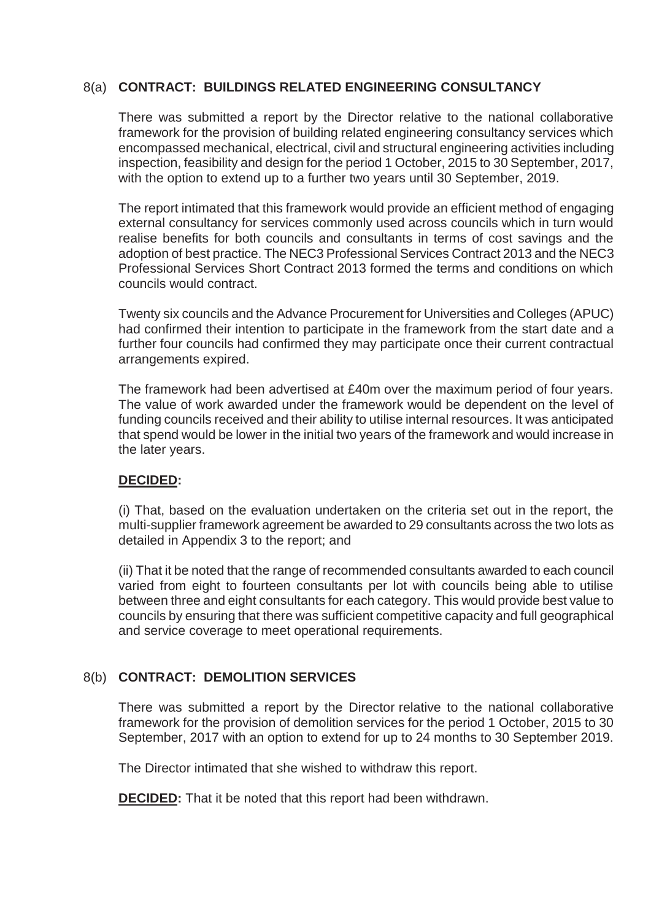## 8(a) CONTRACT: BUILDINGS RELATED ENGINEERING CONSULTANCY

There was submitted a report by the Director relative to the national collaborative framework for the provision of building related engineering consultancy services which encompassed mechanical, electrical, civil and structural engineering activities including inspection, feasibility and design for the period 1 October, 2015 to 30 September, 2017, with the option to extend up to a further two years until 30 September, 2019.

The report intimated that this framework would provide an efficient method of engaging external consultancy for services commonly used across councils which in turn would realise benefits for both councils and consultants in terms of cost savings and the adoption of best practice. The NEC3 Professional Services Contract 2013 and the NEC3 Professional Services Short Contract 2013 formed the terms and conditions on which councils would contract.

Twenty six councils and the Advance Procurement for Universities and Colleges (APUC) had confirmed their intention to participate in the framework from the start date and a further four councils had confirmed they may participate once their current contractual arrangements expired.

The framework had been advertised at £40m over the maximum period of four years. The value of work awarded under the framework would be dependent on the level of funding councils received and their ability to utilise internal resources. It was anticipated that spend would be lower in the initial two years of the framework and would increase in the later years.

**DECIDED:**

(i) That, based on the evaluation undertaken on the criteria set out in the report, the multi-supplier framework agreement be awarded to 29 consultants across the two lots as detailed in Appendix 3 to the report; and

(ii) That it be noted that the range of recommended consultants awarded to each council varied from eight to fourteen consultants per lot with councils being able to utilise between three and eight consultants for each category. This would provide best value to councils by ensuring that there was sufficient competitive capacity and full geographical and service coverage to meet operational requirements.

## 8(b) CONTRACT: DEMOLITION SERVICES

There was submitted a report by the Director relative to the national collaborative framework for the provision of demolition services for the period 1 October, 2015 to 30 September, 2017 with an option to extend for up to 24 months to 30 September 2019.

The Director intimated that she wished to withdraw this report.

**DECIDED:** That it be noted that this report had been withdrawn.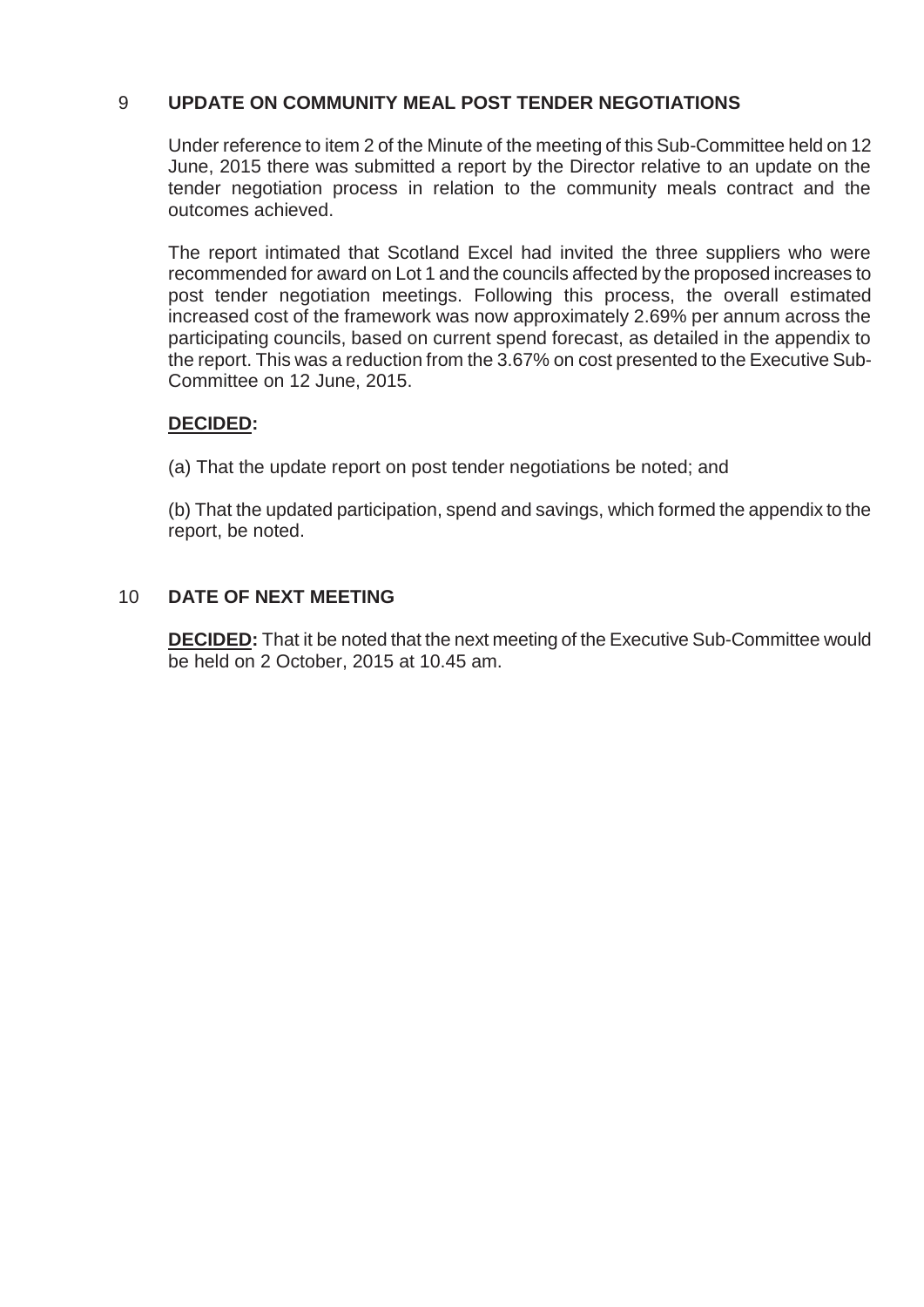## 9 UPDATE ON COMMUNITY MEAL POST TENDER NEGOTIATIONS

Under reference to item 2 of the Minute of the meeting of this Sub-Committee held on 12 June, 2015 there was submitted a report by the Director relative to an update on the tender negotiation process in relation to the community meals contract and the outcomes achieved.

The report intimated that Scotland Excel had invited the three suppliers who were recommended for award on Lot 1 and the councils affected by the proposed increases to post tender negotiation meetings. Following this process, the overall estimated increased cost of the framework was now approximately 2.69% per annum across the participating councils, based on current spend forecast, as detailed in the appendix to the report. This was a reduction from the 3.67% on cost presented to the Executive Sub-Committee on 12 June, 2015.

**DECIDED:**

(a) That the update report on post tender negotiations be noted; and

(b) That the updated participation, spend and savings, which formed the appendix to the report, be noted.

## 10 DATE OF NEXT MEETING

**DECIDED:** That it be noted that the next meeting of the Executive Sub-Committee would be held on 2 October, 2015 at 10.45 am.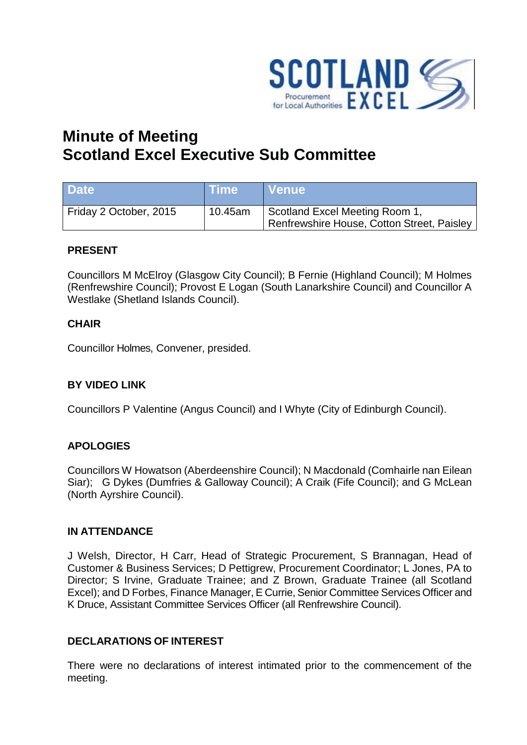# Minute of Meeting
# Scotland Excel Executive Sub Committee

| Date | Time | Venue |
|---|---|---|
| Friday 2 October, 2015 | 10.45am | Scotland Excel Meeting Room 1, Renfrewshire House, Cotton Street, Paisley |

**PRESENT**

Councillors M McElroy (Glasgow City Council); B Fernie (Highland Council); M Holmes (Renfrewshire Council); Provost E Logan (South Lanarkshire Council) and Councillor A Westlake (Shetland Islands Council).

**CHAIR**

Councillor Holmes, Convener, presided.

**BY VIDEO LINK**

Councillors P Valentine (Angus Council) and I Whyte (City of Edinburgh Council).

**APOLOGIES**

Councillors W Howatson (Aberdeenshire Council); N Macdonald (Comhairle nan Eilean Siar); G Dykes (Dumfries & Galloway Council); A Craik (Fife Council); and G McLean (North Ayrshire Council).

**IN ATTENDANCE**

J Welsh, Director, H Carr, Head of Strategic Procurement, S Brannagan, Head of Customer & Business Services; D Pettigrew, Procurement Coordinator; L Jones, PA to Director; S Irvine, Graduate Trainee; and Z Brown, Graduate Trainee (all Scotland Excel); and D Forbes, Finance Manager, E Currie, Senior Committee Services Officer and K Druce, Assistant Committee Services Officer (all Renfrewshire Council).

**DECLARATIONS OF INTEREST**

There were no declarations of interest intimated prior to the commencement of the meeting.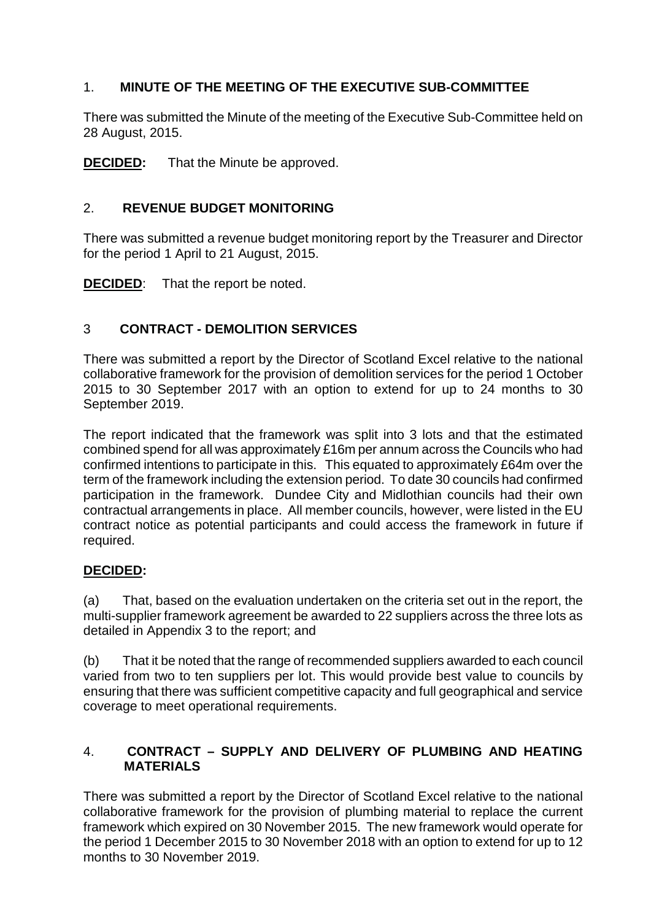## 1. **MINUTE OF THE MEETING OF THE EXECUTIVE SUB-COMMITTEE**

There was submitted the Minute of the meeting of the Executive Sub-Committee held on 28 August, 2015.

**DECIDED:** That the Minute be approved.

## 2. **REVENUE BUDGET MONITORING**

There was submitted a revenue budget monitoring report by the Treasurer and Director for the period 1 April to 21 August, 2015.

**DECIDED**: That the report be noted.

## 3 **CONTRACT - DEMOLITION SERVICES**

There was submitted a report by the Director of Scotland Excel relative to the national collaborative framework for the provision of demolition services for the period 1 October 2015 to 30 September 2017 with an option to extend for up to 24 months to 30 September 2019.

The report indicated that the framework was split into 3 lots and that the estimated combined spend for all was approximately £16m per annum across the Councils who had confirmed intentions to participate in this. This equated to approximately £64m over the term of the framework including the extension period. To date 30 councils had confirmed participation in the framework. Dundee City and Midlothian councils had their own contractual arrangements in place. All member councils, however, were listed in the EU contract notice as potential participants and could access the framework in future if required.

**DECIDED:**

(a) That, based on the evaluation undertaken on the criteria set out in the report, the multi-supplier framework agreement be awarded to 22 suppliers across the three lots as detailed in Appendix 3 to the report; and

(b) That it be noted that the range of recommended suppliers awarded to each council varied from two to ten suppliers per lot. This would provide best value to councils by ensuring that there was sufficient competitive capacity and full geographical and service coverage to meet operational requirements.

## 4. **CONTRACT – SUPPLY AND DELIVERY OF PLUMBING AND HEATING MATERIALS**

There was submitted a report by the Director of Scotland Excel relative to the national collaborative framework for the provision of plumbing material to replace the current framework which expired on 30 November 2015. The new framework would operate for the period 1 December 2015 to 30 November 2018 with an option to extend for up to 12 months to 30 November 2019.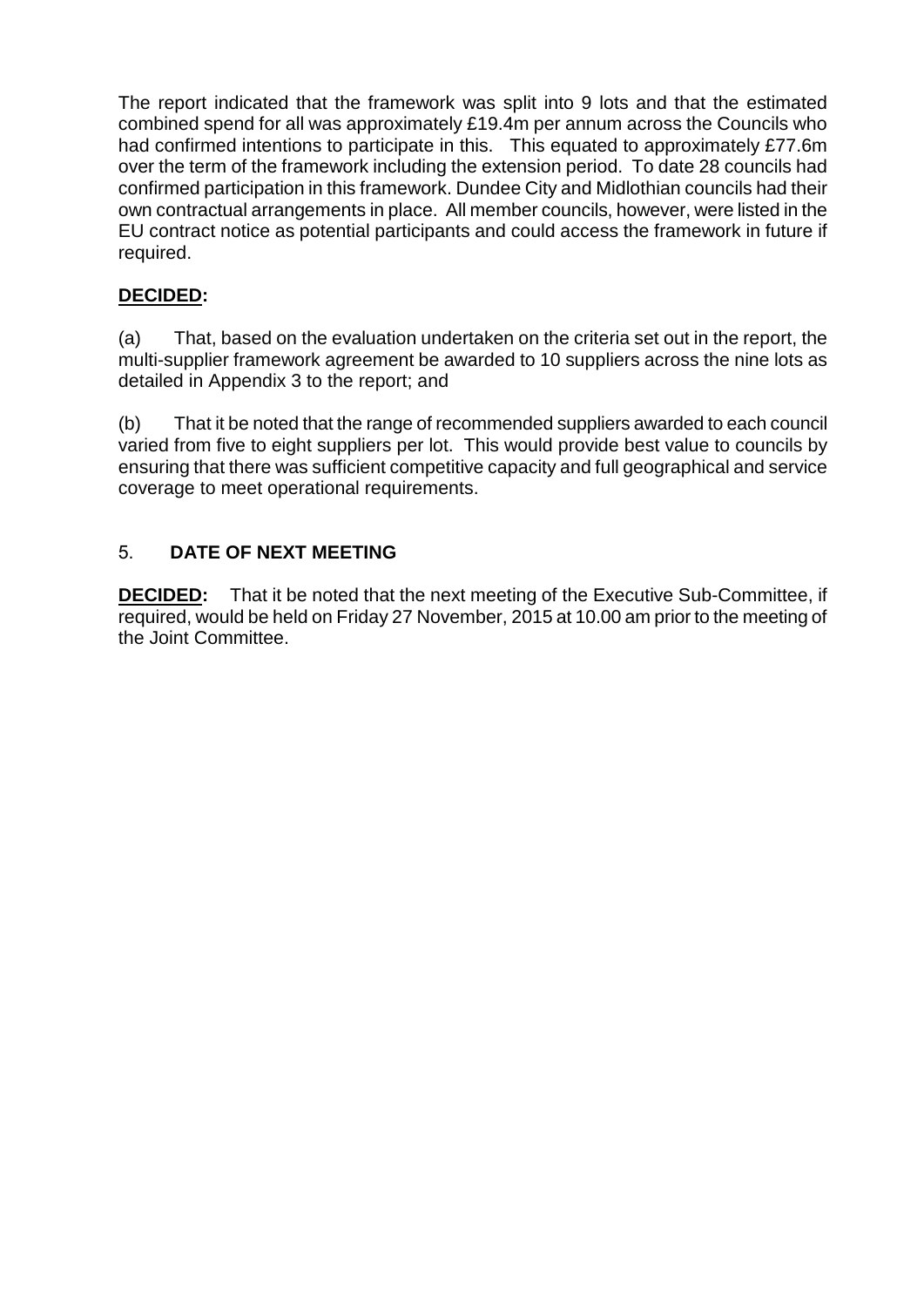The report indicated that the framework was split into 9 lots and that the estimated combined spend for all was approximately £19.4m per annum across the Councils who had confirmed intentions to participate in this. This equated to approximately £77.6m over the term of the framework including the extension period. To date 28 councils had confirmed participation in this framework. Dundee City and Midlothian councils had their own contractual arrangements in place. All member councils, however, were listed in the EU contract notice as potential participants and could access the framework in future if required.

**DECIDED:**

(a) That, based on the evaluation undertaken on the criteria set out in the report, the multi-supplier framework agreement be awarded to 10 suppliers across the nine lots as detailed in Appendix 3 to the report; and

(b) That it be noted that the range of recommended suppliers awarded to each council varied from five to eight suppliers per lot. This would provide best value to councils by ensuring that there was sufficient competitive capacity and full geographical and service coverage to meet operational requirements.

## 5. DATE OF NEXT MEETING

**DECIDED:** That it be noted that the next meeting of the Executive Sub-Committee, if required, would be held on Friday 27 November, 2015 at 10.00 am prior to the meeting of the Joint Committee.